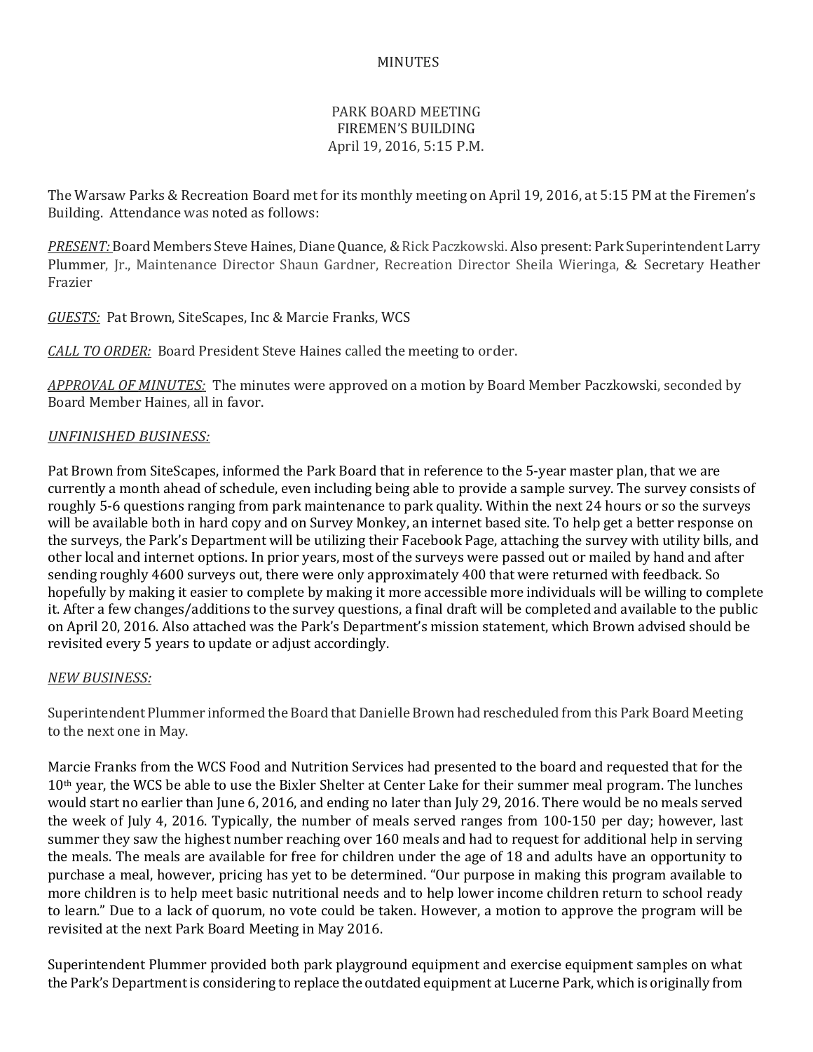MINUTES

PARK BOARD MEETING
FIREMEN'S BUILDING
April 19, 2016, 5:15 P.M.

The Warsaw Parks & Recreation Board met for its monthly meeting on April 19, 2016, at 5:15 PM at the Firemen's Building. Attendance was noted as follows:

*PRESENT:* Board Members Steve Haines, Diane Quance, & Rick Paczkowski. Also present: Park Superintendent Larry Plummer, Jr., Maintenance Director Shaun Gardner, Recreation Director Sheila Wieringa, & Secretary Heather Frazier

*GUESTS:* Pat Brown, SiteScapes, Inc & Marcie Franks, WCS

*CALL TO ORDER:* Board President Steve Haines called the meeting to order.

*APPROVAL OF MINUTES:* The minutes were approved on a motion by Board Member Paczkowski, seconded by Board Member Haines, all in favor.

*UNFINISHED BUSINESS:*

Pat Brown from SiteScapes, informed the Park Board that in reference to the 5-year master plan, that we are currently a month ahead of schedule, even including being able to provide a sample survey. The survey consists of roughly 5-6 questions ranging from park maintenance to park quality. Within the next 24 hours or so the surveys will be available both in hard copy and on Survey Monkey, an internet based site. To help get a better response on the surveys, the Park's Department will be utilizing their Facebook Page, attaching the survey with utility bills, and other local and internet options. In prior years, most of the surveys were passed out or mailed by hand and after sending roughly 4600 surveys out, there were only approximately 400 that were returned with feedback. So hopefully by making it easier to complete by making it more accessible more individuals will be willing to complete it. After a few changes/additions to the survey questions, a final draft will be completed and available to the public on April 20, 2016. Also attached was the Park's Department's mission statement, which Brown advised should be revisited every 5 years to update or adjust accordingly.

*NEW BUSINESS:*

Superintendent Plummer informed the Board that Danielle Brown had rescheduled from this Park Board Meeting to the next one in May.

Marcie Franks from the WCS Food and Nutrition Services had presented to the board and requested that for the 10th year, the WCS be able to use the Bixler Shelter at Center Lake for their summer meal program. The lunches would start no earlier than June 6, 2016, and ending no later than July 29, 2016. There would be no meals served the week of July 4, 2016. Typically, the number of meals served ranges from 100-150 per day; however, last summer they saw the highest number reaching over 160 meals and had to request for additional help in serving the meals. The meals are available for free for children under the age of 18 and adults have an opportunity to purchase a meal, however, pricing has yet to be determined. "Our purpose in making this program available to more children is to help meet basic nutritional needs and to help lower income children return to school ready to learn." Due to a lack of quorum, no vote could be taken. However, a motion to approve the program will be revisited at the next Park Board Meeting in May 2016.

Superintendent Plummer provided both park playground equipment and exercise equipment samples on what the Park's Department is considering to replace the outdated equipment at Lucerne Park, which is originally from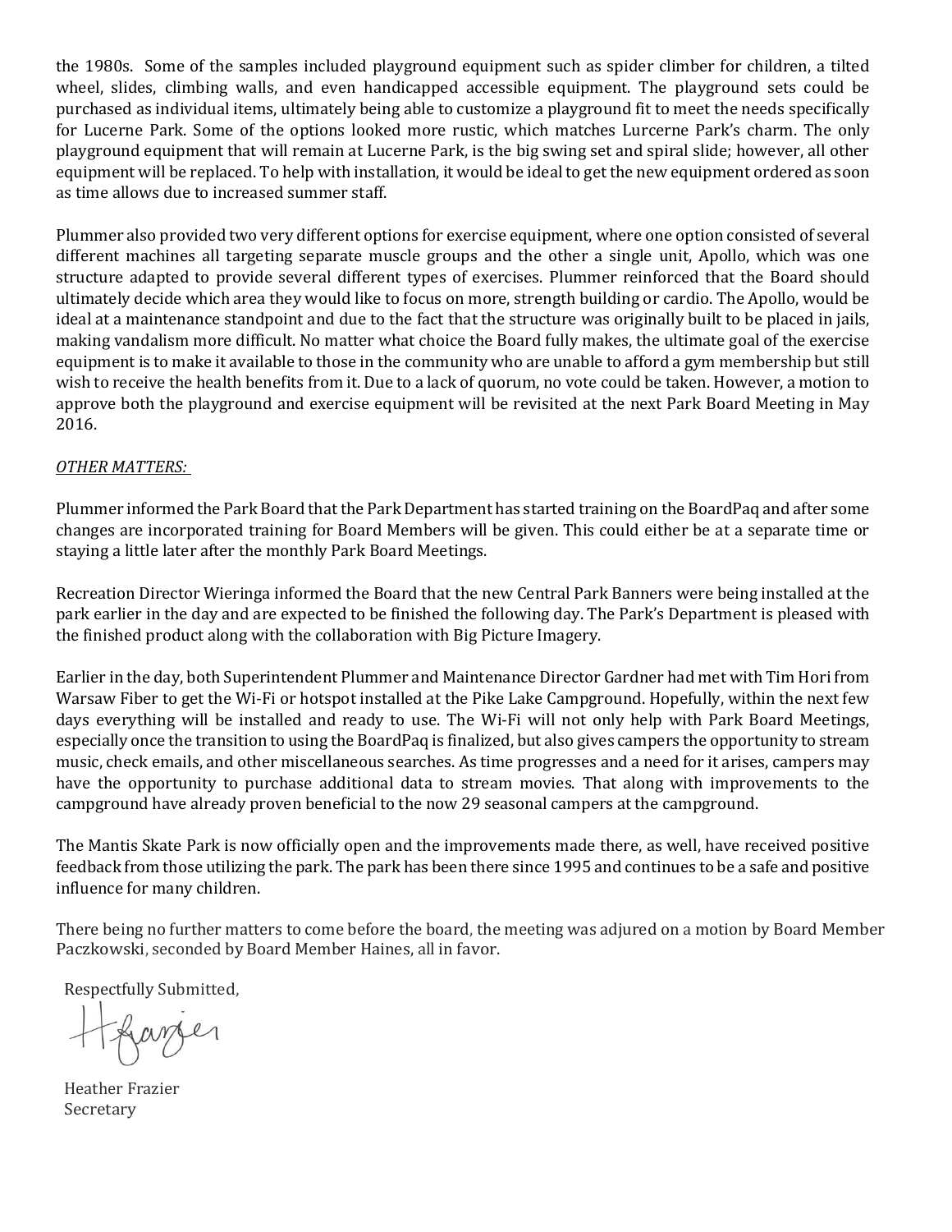the 1980s. Some of the samples included playground equipment such as spider climber for children, a tilted wheel, slides, climbing walls, and even handicapped accessible equipment. The playground sets could be purchased as individual items, ultimately being able to customize a playground fit to meet the needs specifically for Lucerne Park. Some of the options looked more rustic, which matches Lurcerne Park's charm. The only playground equipment that will remain at Lucerne Park, is the big swing set and spiral slide; however, all other equipment will be replaced. To help with installation, it would be ideal to get the new equipment ordered as soon as time allows due to increased summer staff.

Plummer also provided two very different options for exercise equipment, where one option consisted of several different machines all targeting separate muscle groups and the other a single unit, Apollo, which was one structure adapted to provide several different types of exercises. Plummer reinforced that the Board should ultimately decide which area they would like to focus on more, strength building or cardio. The Apollo, would be ideal at a maintenance standpoint and due to the fact that the structure was originally built to be placed in jails, making vandalism more difficult. No matter what choice the Board fully makes, the ultimate goal of the exercise equipment is to make it available to those in the community who are unable to afford a gym membership but still wish to receive the health benefits from it. Due to a lack of quorum, no vote could be taken. However, a motion to approve both the playground and exercise equipment will be revisited at the next Park Board Meeting in May 2016.

*OTHER MATTERS:*

Plummer informed the Park Board that the Park Department has started training on the BoardPaq and after some changes are incorporated training for Board Members will be given. This could either be at a separate time or staying a little later after the monthly Park Board Meetings.

Recreation Director Wieringa informed the Board that the new Central Park Banners were being installed at the park earlier in the day and are expected to be finished the following day. The Park's Department is pleased with the finished product along with the collaboration with Big Picture Imagery.

Earlier in the day, both Superintendent Plummer and Maintenance Director Gardner had met with Tim Hori from Warsaw Fiber to get the Wi-Fi or hotspot installed at the Pike Lake Campground. Hopefully, within the next few days everything will be installed and ready to use. The Wi-Fi will not only help with Park Board Meetings, especially once the transition to using the BoardPaq is finalized, but also gives campers the opportunity to stream music, check emails, and other miscellaneous searches. As time progresses and a need for it arises, campers may have the opportunity to purchase additional data to stream movies. That along with improvements to the campground have already proven beneficial to the now 29 seasonal campers at the campground.

The Mantis Skate Park is now officially open and the improvements made there, as well, have received positive feedback from those utilizing the park. The park has been there since 1995 and continues to be a safe and positive influence for many children.

There being no further matters to come before the board, the meeting was adjured on a motion by Board Member Paczkowski, seconded by Board Member Haines, all in favor.

Respectfully Submitted,

Heather Frazier
Secretary